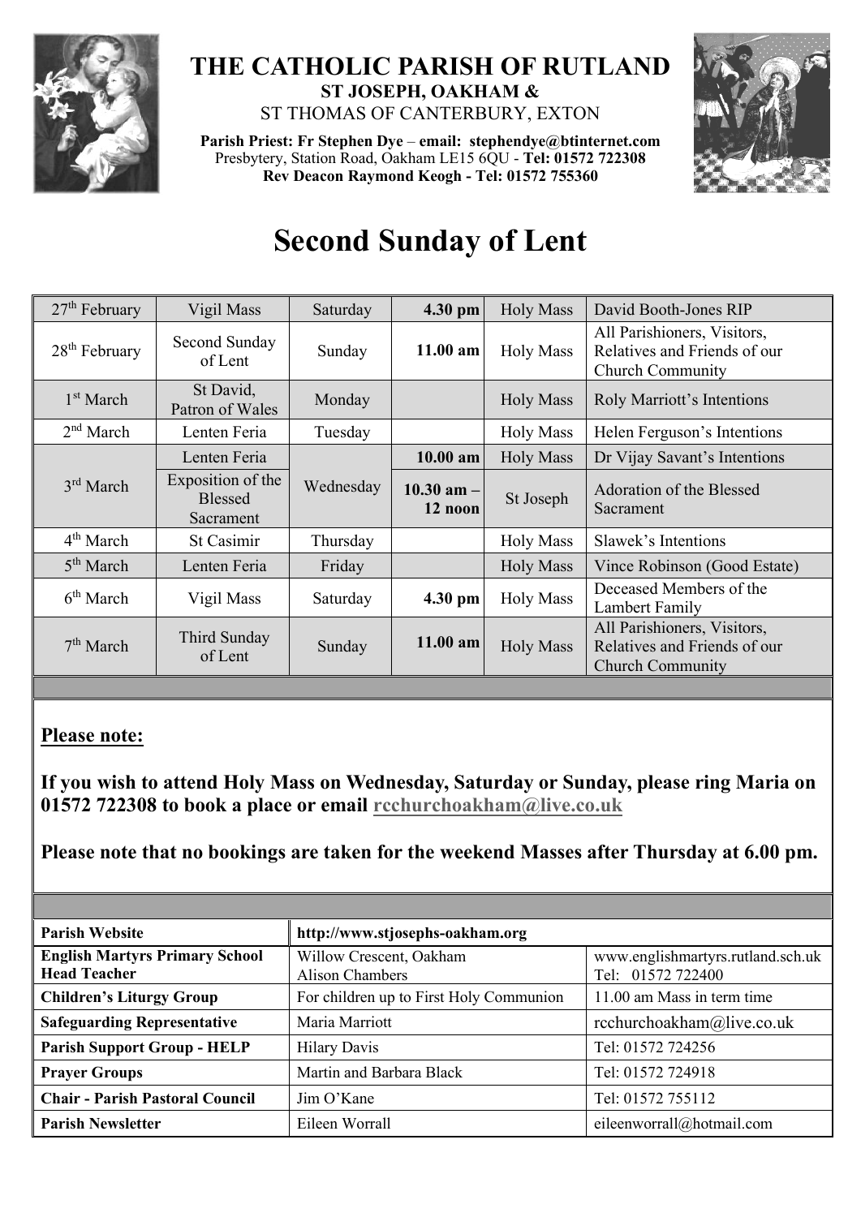# THE CATHOLIC PARISH OF RUTLAND

**ST JOSEPH, OAKHAM &**

ST THOMAS OF CANTERBURY, EXTON

**Parish Priest: Fr Stephen Dye** – **email: stephendye@btinternet.com**
Presbytery, Station Road, Oakham LE15 6QU - **Tel: 01572 722308**
**Rev Deacon Raymond Keogh - Tel: 01572 755360**

# Second Sunday of Lent

| | | | | | |
|---|---|---|---|---|---|
| 27th February | Vigil Mass | Saturday | **4.30 pm** | Holy Mass | David Booth-Jones RIP |
| 28th February | Second Sunday of Lent | Sunday | **11.00 am** | Holy Mass | All Parishioners, Visitors, Relatives and Friends of our Church Community |
| 1st March | St David, Patron of Wales | Monday | | Holy Mass | Roly Marriott's Intentions |
| 2nd March | Lenten Feria | Tuesday | | Holy Mass | Helen Ferguson's Intentions |
| 3rd March | Lenten Feria | Wednesday | **10.00 am** | Holy Mass | Dr Vijay Savant's Intentions |
| | Exposition of the Blessed Sacrament | | **10.30 am – 12 noon** | St Joseph | Adoration of the Blessed Sacrament |
| 4th March | St Casimir | Thursday | | Holy Mass | Slawek's Intentions |
| 5th March | Lenten Feria | Friday | | Holy Mass | Vince Robinson (Good Estate) |
| 6th March | Vigil Mass | Saturday | **4.30 pm** | Holy Mass | Deceased Members of the Lambert Family |
| 7th March | Third Sunday of Lent | Sunday | **11.00 am** | Holy Mass | All Parishioners, Visitors, Relatives and Friends of our Church Community |

**Please note:**

**If you wish to attend Holy Mass on Wednesday, Saturday or Sunday, please ring Maria on 01572 722308 to book a place or email rcchurchoakham@live.co.uk**

**Please note that no bookings are taken for the weekend Masses after Thursday at 6.00 pm.**

| **Parish Website** | **http://www.stjosephs-oakham.org** | |
|---|---|---|
| **English Martyrs Primary School Head Teacher** | Willow Crescent, Oakham Alison Chambers | www.englishmartyrs.rutland.sch.uk Tel: 01572 722400 |
| **Children's Liturgy Group** | For children up to First Holy Communion | 11.00 am Mass in term time |
| **Safeguarding Representative** | Maria Marriott | rcchurchoakham@live.co.uk |
| **Parish Support Group - HELP** | Hilary Davis | Tel: 01572 724256 |
| **Prayer Groups** | Martin and Barbara Black | Tel: 01572 724918 |
| **Chair - Parish Pastoral Council** | Jim O'Kane | Tel: 01572 755112 |
| **Parish Newsletter** | Eileen Worrall | eileenworrall@hotmail.com |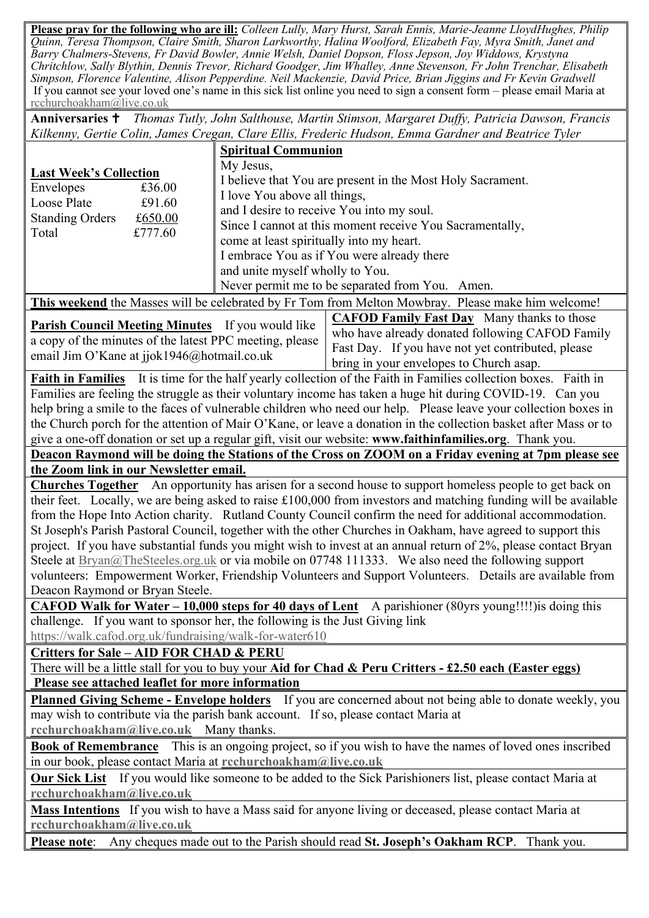**Please pray for the following who are ill:** *Colleen Lully, Mary Hurst, Sarah Ennis, Marie-Jeanne LloydHughes, Philip Quinn, Teresa Thompson, Claire Smith, Sharon Larkworthy, Halina Woolford, Elizabeth Fay, Myra Smith, Janet and Barry Chalmers-Stevens, Fr David Bowler, Annie Welsh, Daniel Dopson, Floss Jepson, Joy Widdows, Krystyna Chritchlow, Sally Blythin, Dennis Trevor, Richard Goodger, Jim Whalley, Anne Stevenson, Fr John Trenchar, Elisabeth Simpson, Florence Valentine, Alison Pepperdine. Neil Mackenzie, David Price, Brian Jiggins and Fr Kevin Gradwell*
If you cannot see your loved one's name in this sick list online you need to sign a consent form – please email Maria at rcchurchoakham@live.co.uk

**Anniversaries ✝** *Thomas Tutly, John Salthouse, Martin Stimson, Margaret Duffy, Patricia Dawson, Francis Kilkenny, Gertie Colin, James Cregan, Clare Ellis, Frederic Hudson, Emma Gardner and Beatrice Tyler*

**Last Week's Collection**

| | |
|---|---|
| Envelopes | £36.00 |
| Loose Plate | £91.60 |
| Standing Orders | £650.00 |
| Total | £777.60 |

**Spiritual Communion**

My Jesus,
I believe that You are present in the Most Holy Sacrament.
I love You above all things,
and I desire to receive You into my soul.
Since I cannot at this moment receive You Sacramentally,
come at least spiritually into my heart.
I embrace You as if You were already there
and unite myself wholly to You.
Never permit me to be separated from You. Amen.

**This weekend** the Masses will be celebrated by Fr Tom from Melton Mowbray. Please make him welcome!

**Parish Council Meeting Minutes** If you would like a copy of the minutes of the latest PPC meeting, please email Jim O'Kane at jjok1946@hotmail.co.uk

**CAFOD Family Fast Day** Many thanks to those who have already donated following CAFOD Family Fast Day. If you have not yet contributed, please bring in your envelopes to Church asap.

**Faith in Families** It is time for the half yearly collection of the Faith in Families collection boxes. Faith in Families are feeling the struggle as their voluntary income has taken a huge hit during COVID-19. Can you help bring a smile to the faces of vulnerable children who need our help. Please leave your collection boxes in the Church porch for the attention of Mair O'Kane, or leave a donation in the collection basket after Mass or to give a one-off donation or set up a regular gift, visit our website: **www.faithinfamilies.org**. Thank you.

**Deacon Raymond will be doing the Stations of the Cross on ZOOM on a Friday evening at 7pm please see the Zoom link in our Newsletter email.**

**Churches Together** An opportunity has arisen for a second house to support homeless people to get back on their feet. Locally, we are being asked to raise £100,000 from investors and matching funding will be available from the Hope Into Action charity. Rutland County Council confirm the need for additional accommodation. St Joseph's Parish Pastoral Council, together with the other Churches in Oakham, have agreed to support this project. If you have substantial funds you might wish to invest at an annual return of 2%, please contact Bryan Steele at Bryan@TheSteeles.org.uk or via mobile on 07748 111333. We also need the following support volunteers: Empowerment Worker, Friendship Volunteers and Support Volunteers. Details are available from Deacon Raymond or Bryan Steele.

**CAFOD Walk for Water – 10,000 steps for 40 days of Lent** A parishioner (80yrs young!!!!)is doing this challenge. If you want to sponsor her, the following is the Just Giving link https://walk.cafod.org.uk/fundraising/walk-for-water610

**Critters for Sale – AID FOR CHAD & PERU**

There will be a little stall for you to buy your **Aid for Chad & Peru Critters - £2.50 each (Easter eggs)**
**Please see attached leaflet for more information**

**Planned Giving Scheme - Envelope holders** If you are concerned about not being able to donate weekly, you may wish to contribute via the parish bank account. If so, please contact Maria at **rcchurchoakham@live.co.uk** Many thanks.

**Book of Remembrance** This is an ongoing project, so if you wish to have the names of loved ones inscribed in our book, please contact Maria at **rcchurchoakham@live.co.uk**

**Our Sick List** If you would like someone to be added to the Sick Parishioners list, please contact Maria at **rcchurchoakham@live.co.uk**

**Mass Intentions** If you wish to have a Mass said for anyone living or deceased, please contact Maria at **rcchurchoakham@live.co.uk**

**Please note**: Any cheques made out to the Parish should read **St. Joseph's Oakham RCP**. Thank you.